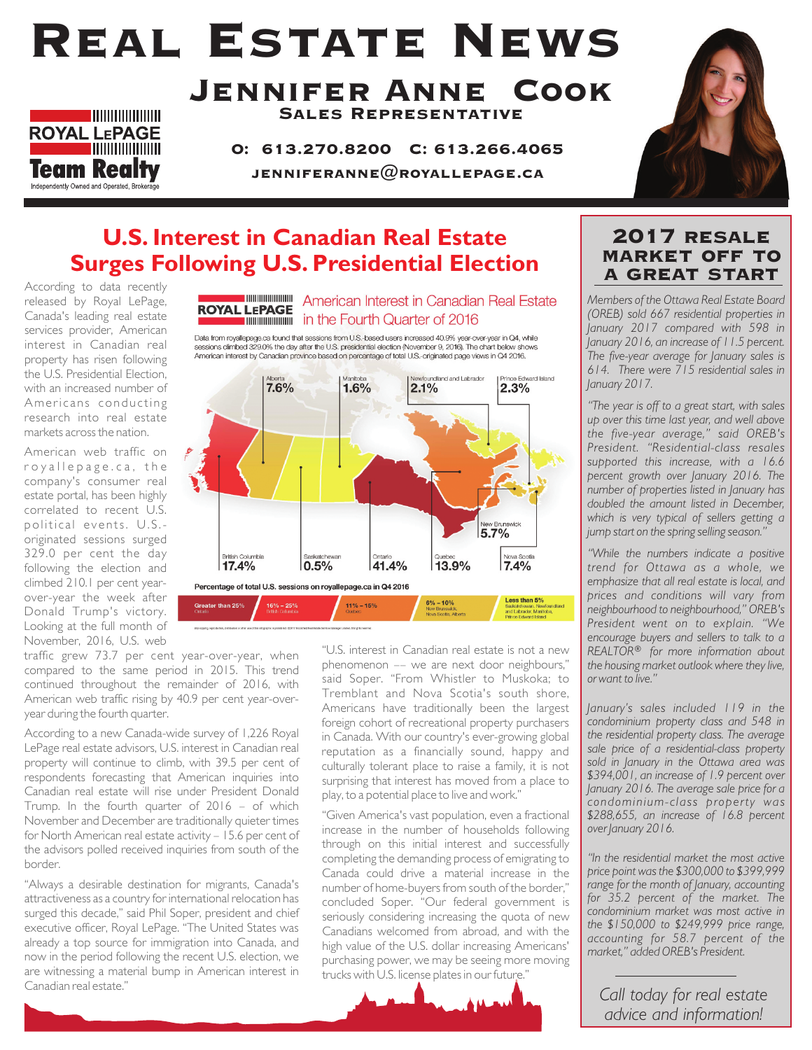# Real Estate News

## Jennifer Anne Cook

**Sales Representative**

ROYAL LEPAGE
Team Realty
Independently Owned and Operated, Brokerage

**O: 613.270.8200 C: 613.266.4065**

**jenniferanne@royallepage.ca**

## U.S. Interest in Canadian Real Estate Surges Following U.S. Presidential Election

According to data recently released by Royal LePage, Canada's leading real estate services provider, American interest in Canadian real property has risen following the U.S. Presidential Election, with an increased number of Americans conducting research into real estate markets across the nation.

American web traffic on royallepage.ca, the company's consumer real estate portal, has been highly correlated to recent U.S. political events. U.S.-originated sessions surged 329.0 per cent the day following the election and climbed 210.1 per cent year-over-year the week after Donald Trump's victory. Looking at the full month of November, 2016, U.S. web traffic grew 73.7 per cent year-over-year, when compared to the same period in 2015. This trend continued throughout the remainder of 2016, with American web traffic rising by 40.9 per cent year-over-year during the fourth quarter.

**ROYAL LEPAGE — American Interest in Canadian Real Estate in the Fourth Quarter of 2016**

Data from royallepage.ca found that sessions from U.S.-based users increased 40.9% year-over-year in Q4, while sessions climbed 329.0% the day after the U.S. presidential election (November 9, 2016). The chart below shows American interest by Canadian province based on percentage of total U.S.-originated page views in Q4 2016.

| Province | Share |
| --- | --- |
| British Columbia | 17.4% |
| Alberta | 7.6% |
| Saskatchewan | 0.5% |
| Manitoba | 1.6% |
| Ontario | 41.4% |
| Quebec | 13.9% |
| Newfoundland and Labrador | 2.1% |
| Prince Edward Island | 2.3% |
| New Brunswick | 5.7% |
| Nova Scotia | 7.4% |

Percentage of total U.S. sessions on royallepage.ca in Q4 2016

| Greater than 25% | 16% – 25% | 11% – 15% | 6% – 10% | Less than 5% |
| --- | --- | --- | --- | --- |
| Ontario | British Columbia | Quebec | New Brunswick, Nova Scotia, Alberta | Saskatchewan, Newfoundland and Labrador, Manitoba, Prince Edward Island |

According to a new Canada-wide survey of 1,226 Royal LePage real estate advisors, U.S. interest in Canadian real property will continue to climb, with 39.5 per cent of respondents forecasting that American inquiries into Canadian real estate will rise under President Donald Trump. In the fourth quarter of 2016 – of which November and December are traditionally quieter times for North American real estate activity – 15.6 per cent of the advisors polled received inquiries from south of the border.

"Always a desirable destination for migrants, Canada's attractiveness as a country for international relocation has surged this decade," said Phil Soper, president and chief executive officer, Royal LePage. "The United States was already a top source for immigration into Canada, and now in the period following the recent U.S. election, we are witnessing a material bump in American interest in Canadian real estate."

"U.S. interest in Canadian real estate is not a new phenomenon –– we are next door neighbours," said Soper. "From Whistler to Muskoka; to Tremblant and Nova Scotia's south shore, Americans have traditionally been the largest foreign cohort of recreational property purchasers in Canada. With our country's ever-growing global reputation as a financially sound, happy and culturally tolerant place to raise a family, it is not surprising that interest has moved from a place to play, to a potential place to live and work."

"Given America's vast population, even a fractional increase in the number of households following through on this initial interest and successfully completing the demanding process of emigrating to Canada could drive a material increase in the number of home-buyers from south of the border," concluded Soper. "Our federal government is seriously considering increasing the quota of new Canadians welcomed from abroad, and with the high value of the U.S. dollar increasing Americans' purchasing power, we may be seeing more moving trucks with U.S. license plates in our future."

## 2017 Resale Market Off to a Great Start

*Members of the Ottawa Real Estate Board (OREB) sold 667 residential properties in January 2017 compared with 598 in January 2016, an increase of 11.5 percent. The five-year average for January sales is 614. There were 715 residential sales in January 2017.*

*"The year is off to a great start, with sales up over this time last year, and well above the five-year average," said OREB's President. "Residential-class resales supported this increase, with a 16.6 percent growth over January 2016. The number of properties listed in January has doubled the amount listed in December, which is very typical of sellers getting a jump start on the spring selling season."*

*"While the numbers indicate a positive trend for Ottawa as a whole, we emphasize that all real estate is local, and prices and conditions will vary from neighbourhood to neighbourhood," OREB's President went on to explain. "We encourage buyers and sellers to talk to a REALTOR® for more information about the housing market outlook where they live, or want to live."*

*January's sales included 119 in the condominium property class and 548 in the residential property class. The average sale price of a residential-class property sold in January in the Ottawa area was $394,001, an increase of 1.9 percent over January 2016. The average sale price for a condominium-class property was $288,655, an increase of 16.8 percent over January 2016.*

*"In the residential market the most active price point was the $300,000 to $399,999 range for the month of January, accounting for 35.2 percent of the market. The condominium market was most active in the $150,000 to $249,999 price range, accounting for 58.7 percent of the market," added OREB's President.*

*Call today for real estate advice and information!*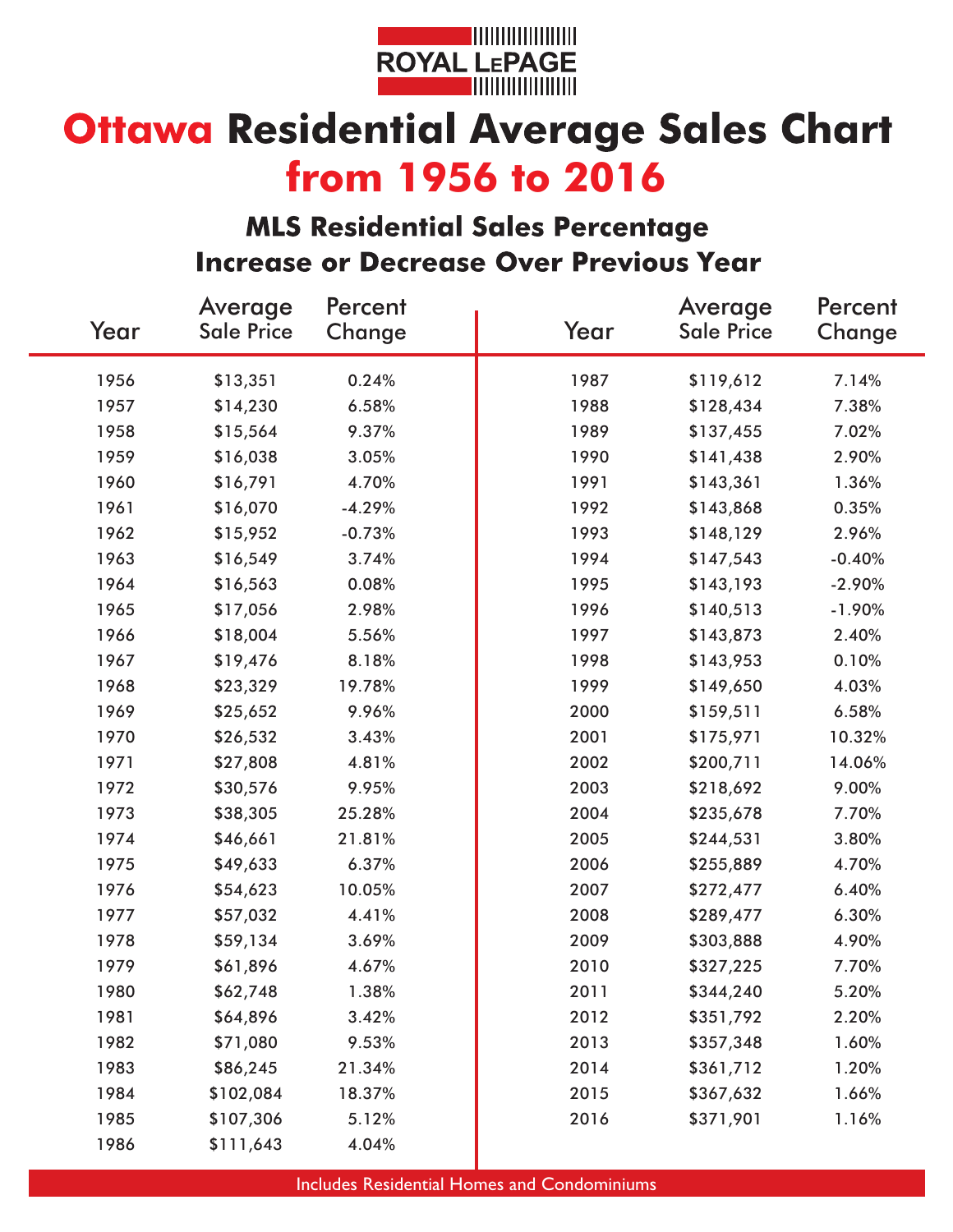ROYAL LePAGE

# Ottawa Residential Average Sales Chart from 1956 to 2016

## MLS Residential Sales Percentage Increase or Decrease Over Previous Year

| Year | Average Sale Price | Percent Change |
|---|---|---|
| 1956 | $13,351 | 0.24% |
| 1957 | $14,230 | 6.58% |
| 1958 | $15,564 | 9.37% |
| 1959 | $16,038 | 3.05% |
| 1960 | $16,791 | 4.70% |
| 1961 | $16,070 | -4.29% |
| 1962 | $15,952 | -0.73% |
| 1963 | $16,549 | 3.74% |
| 1964 | $16,563 | 0.08% |
| 1965 | $17,056 | 2.98% |
| 1966 | $18,004 | 5.56% |
| 1967 | $19,476 | 8.18% |
| 1968 | $23,329 | 19.78% |
| 1969 | $25,652 | 9.96% |
| 1970 | $26,532 | 3.43% |
| 1971 | $27,808 | 4.81% |
| 1972 | $30,576 | 9.95% |
| 1973 | $38,305 | 25.28% |
| 1974 | $46,661 | 21.81% |
| 1975 | $49,633 | 6.37% |
| 1976 | $54,623 | 10.05% |
| 1977 | $57,032 | 4.41% |
| 1978 | $59,134 | 3.69% |
| 1979 | $61,896 | 4.67% |
| 1980 | $62,748 | 1.38% |
| 1981 | $64,896 | 3.42% |
| 1982 | $71,080 | 9.53% |
| 1983 | $86,245 | 21.34% |
| 1984 | $102,084 | 18.37% |
| 1985 | $107,306 | 5.12% |
| 1986 | $111,643 | 4.04% |
| 1987 | $119,612 | 7.14% |
| 1988 | $128,434 | 7.38% |
| 1989 | $137,455 | 7.02% |
| 1990 | $141,438 | 2.90% |
| 1991 | $143,361 | 1.36% |
| 1992 | $143,868 | 0.35% |
| 1993 | $148,129 | 2.96% |
| 1994 | $147,543 | -0.40% |
| 1995 | $143,193 | -2.90% |
| 1996 | $140,513 | -1.90% |
| 1997 | $143,873 | 2.40% |
| 1998 | $143,953 | 0.10% |
| 1999 | $149,650 | 4.03% |
| 2000 | $159,511 | 6.58% |
| 2001 | $175,971 | 10.32% |
| 2002 | $200,711 | 14.06% |
| 2003 | $218,692 | 9.00% |
| 2004 | $235,678 | 7.70% |
| 2005 | $244,531 | 3.80% |
| 2006 | $255,889 | 4.70% |
| 2007 | $272,477 | 6.40% |
| 2008 | $289,477 | 6.30% |
| 2009 | $303,888 | 4.90% |
| 2010 | $327,225 | 7.70% |
| 2011 | $344,240 | 5.20% |
| 2012 | $351,792 | 2.20% |
| 2013 | $357,348 | 1.60% |
| 2014 | $361,712 | 1.20% |
| 2015 | $367,632 | 1.66% |
| 2016 | $371,901 | 1.16% |

Includes Residential Homes and Condominiums